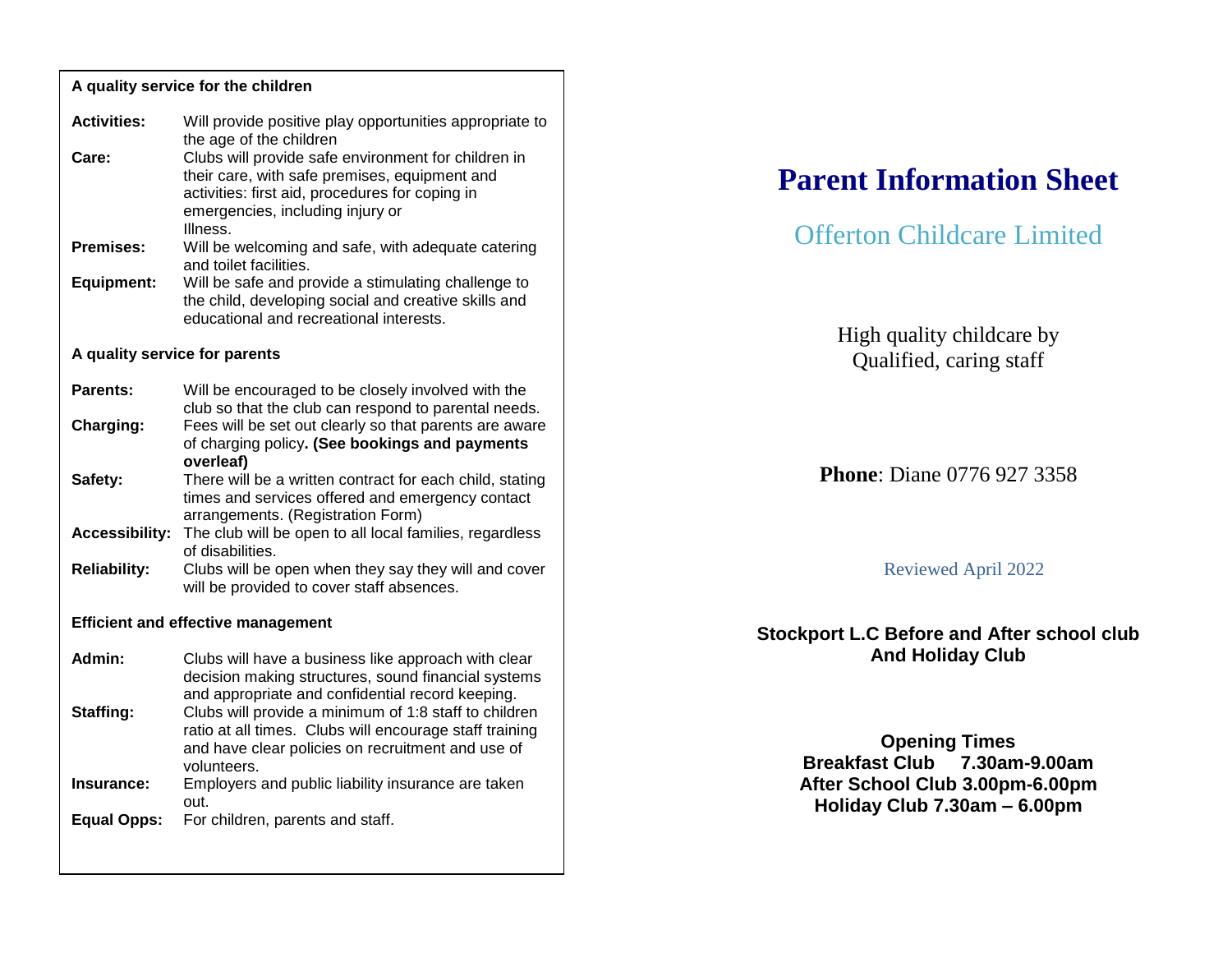**A quality service for the children**

**Activities:** Will provide positive play opportunities appropriate to the age of the children

**Care:** Clubs will provide safe environment for children in their care, with safe premises, equipment and activities: first aid, procedures for coping in emergencies, including injury or Illness.

**Premises:** Will be welcoming and safe, with adequate catering and toilet facilities.

**Equipment:** Will be safe and provide a stimulating challenge to the child, developing social and creative skills and educational and recreational interests.

**A quality service for parents**

**Parents:** Will be encouraged to be closely involved with the club so that the club can respond to parental needs.

**Charging:** Fees will be set out clearly so that parents are aware of charging policy**. (See bookings and payments overleaf)**

**Safety:** There will be a written contract for each child, stating times and services offered and emergency contact arrangements. (Registration Form)

**Accessibility:** The club will be open to all local families, regardless of disabilities.

**Reliability:** Clubs will be open when they say they will and cover will be provided to cover staff absences.

**Efficient and effective management**

**Admin:** Clubs will have a business like approach with clear decision making structures, sound financial systems and appropriate and confidential record keeping.

**Staffing:** Clubs will provide a minimum of 1:8 staff to children ratio at all times. Clubs will encourage staff training and have clear policies on recruitment and use of volunteers.

**Insurance:** Employers and public liability insurance are taken out.

**Equal Opps:** For children, parents and staff.

# Parent Information Sheet

## Offerton Childcare Limited

High quality childcare by
Qualified, caring staff

**Phone**: Diane 0776 927 3358

Reviewed April 2022

**Stockport L.C Before and After school club**
**And Holiday Club**

**Opening Times**
**Breakfast Club 7.30am-9.00am**
**After School Club 3.00pm-6.00pm**
**Holiday Club 7.30am – 6.00pm**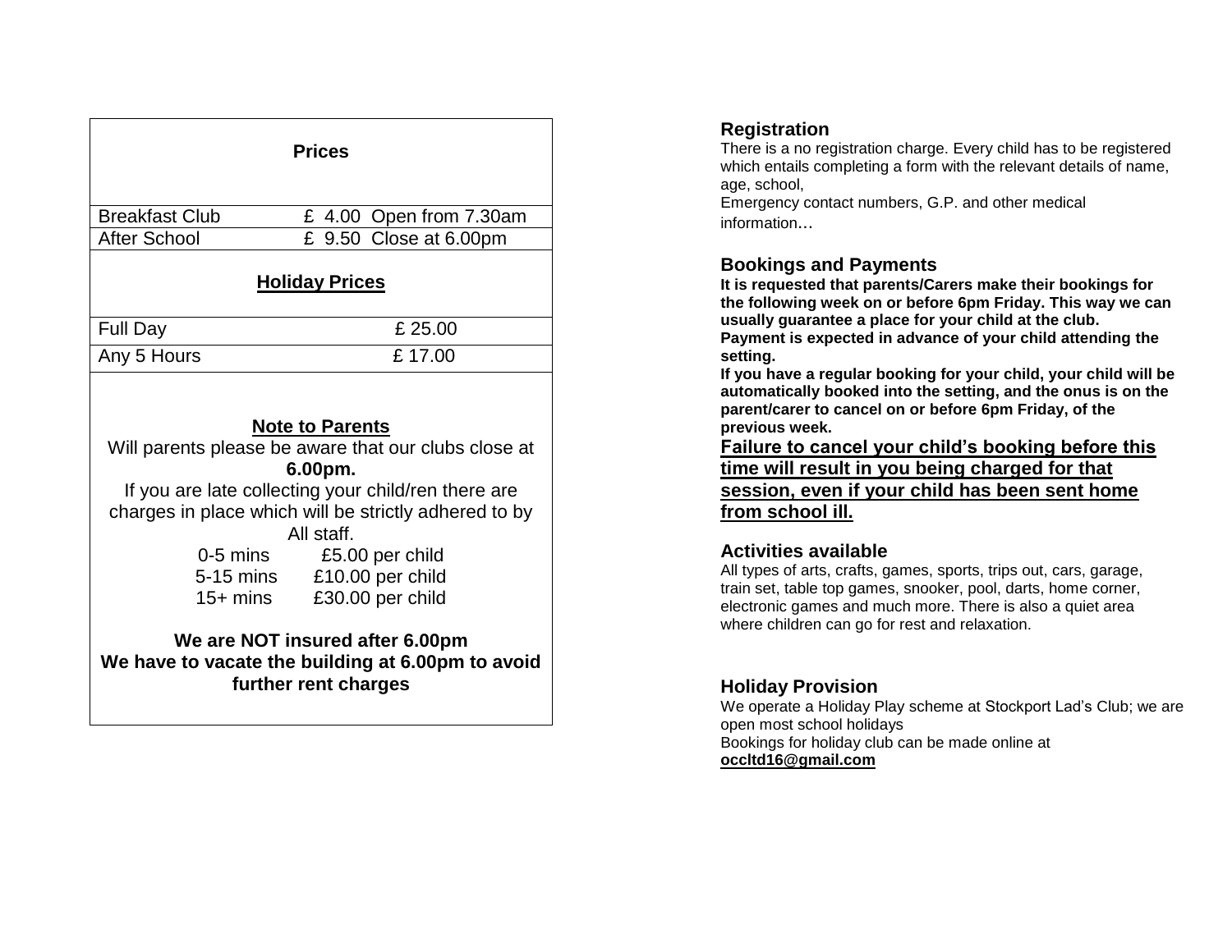## Prices

| | |
|---|---|
| Breakfast Club | £ 4.00 Open from 7.30am |
| After School | £ 9.50 Close at 6.00pm |

### Holiday Prices

| | |
|---|---|
| Full Day | £ 25.00 |
| Any 5 Hours | £ 17.00 |

### Note to Parents

Will parents please be aware that our clubs close at **6.00pm.**

If you are late collecting your child/ren there are charges in place which will be strictly adhered to by All staff.

| | |
|---|---|
| 0-5 mins | £5.00 per child |
| 5-15 mins | £10.00 per child |
| 15+ mins | £30.00 per child |

**We are NOT insured after 6.00pm**
**We have to vacate the building at 6.00pm to avoid further rent charges**

## Registration

There is a no registration charge. Every child has to be registered which entails completing a form with the relevant details of name, age, school,
Emergency contact numbers, G.P. and other medical information…

## Bookings and Payments

**It is requested that parents/Carers make their bookings for the following week on or before 6pm Friday. This way we can usually guarantee a place for your child at the club.**
**Payment is expected in advance of your child attending the setting.**
**If you have a regular booking for your child, your child will be automatically booked into the setting, and the onus is on the parent/carer to cancel on or before 6pm Friday, of the previous week.**

**Failure to cancel your child's booking before this time will result in you being charged for that session, even if your child has been sent home from school ill.**

## Activities available

All types of arts, crafts, games, sports, trips out, cars, garage, train set, table top games, snooker, pool, darts, home corner, electronic games and much more. There is also a quiet area where children can go for rest and relaxation.

## Holiday Provision

We operate a Holiday Play scheme at Stockport Lad's Club; we are open most school holidays
Bookings for holiday club can be made online at **occltd16@gmail.com**